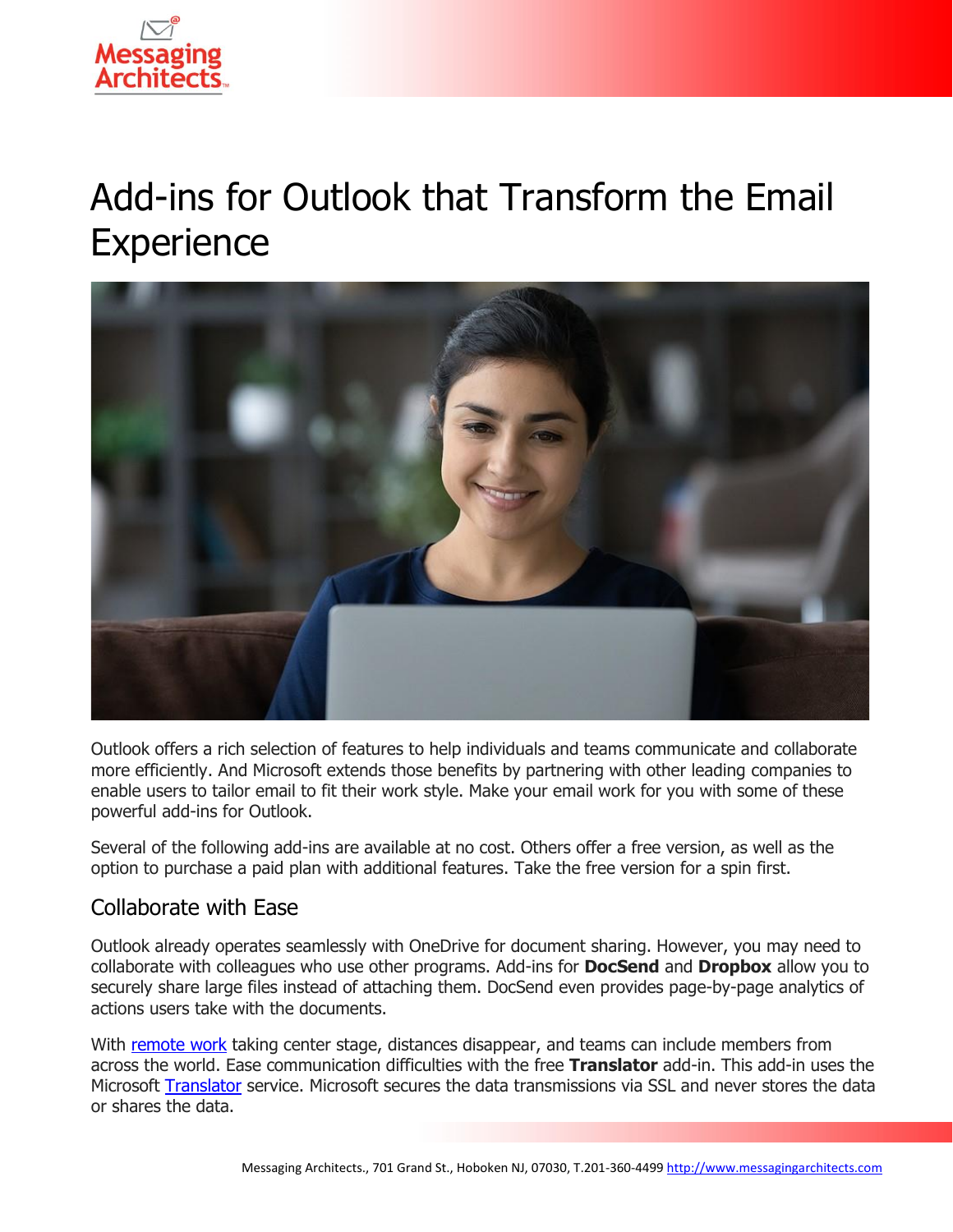# Add-ins for Outlook that Transform the Email Experience

Outlook offers a rich selection of features to help individuals and teams communicate and collaborate more efficiently. And Microsoft extends those benefits by partnering with other leading companies to enable users to tailor email to fit their work style. Make your email work for you with some of these powerful add-ins for Outlook.

Several of the following add-ins are available at no cost. Others offer a free version, as well as the option to purchase a paid plan with additional features. Take the free version for a spin first.

## Collaborate with Ease

Outlook already operates seamlessly with OneDrive for document sharing. However, you may need to collaborate with colleagues who use other programs. Add-ins for **DocSend** and **Dropbox** allow you to securely share large files instead of attaching them. DocSend even provides page-by-page analytics of actions users take with the documents.

With remote work taking center stage, distances disappear, and teams can include members from across the world. Ease communication difficulties with the free **Translator** add-in. This add-in uses the Microsoft Translator service. Microsoft secures the data transmissions via SSL and never stores the data or shares the data.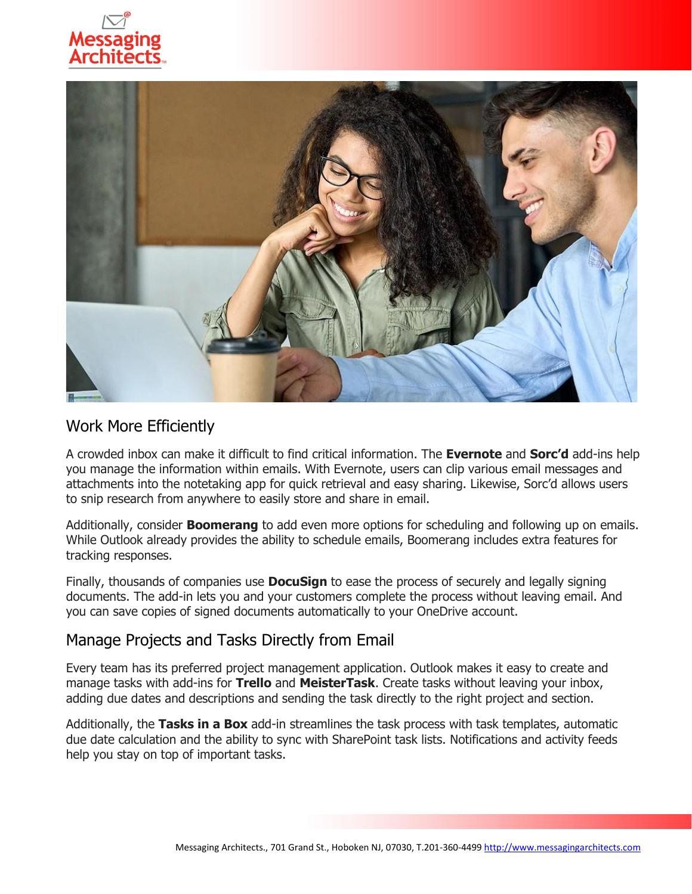## Work More Efficiently

A crowded inbox can make it difficult to find critical information. The **Evernote** and **Sorc'd** add-ins help you manage the information within emails. With Evernote, users can clip various email messages and attachments into the notetaking app for quick retrieval and easy sharing. Likewise, Sorc'd allows users to snip research from anywhere to easily store and share in email.

Additionally, consider **Boomerang** to add even more options for scheduling and following up on emails. While Outlook already provides the ability to schedule emails, Boomerang includes extra features for tracking responses.

Finally, thousands of companies use **DocuSign** to ease the process of securely and legally signing documents. The add-in lets you and your customers complete the process without leaving email. And you can save copies of signed documents automatically to your OneDrive account.

## Manage Projects and Tasks Directly from Email

Every team has its preferred project management application. Outlook makes it easy to create and manage tasks with add-ins for **Trello** and **MeisterTask**. Create tasks without leaving your inbox, adding due dates and descriptions and sending the task directly to the right project and section.

Additionally, the **Tasks in a Box** add-in streamlines the task process with task templates, automatic due date calculation and the ability to sync with SharePoint task lists. Notifications and activity feeds help you stay on top of important tasks.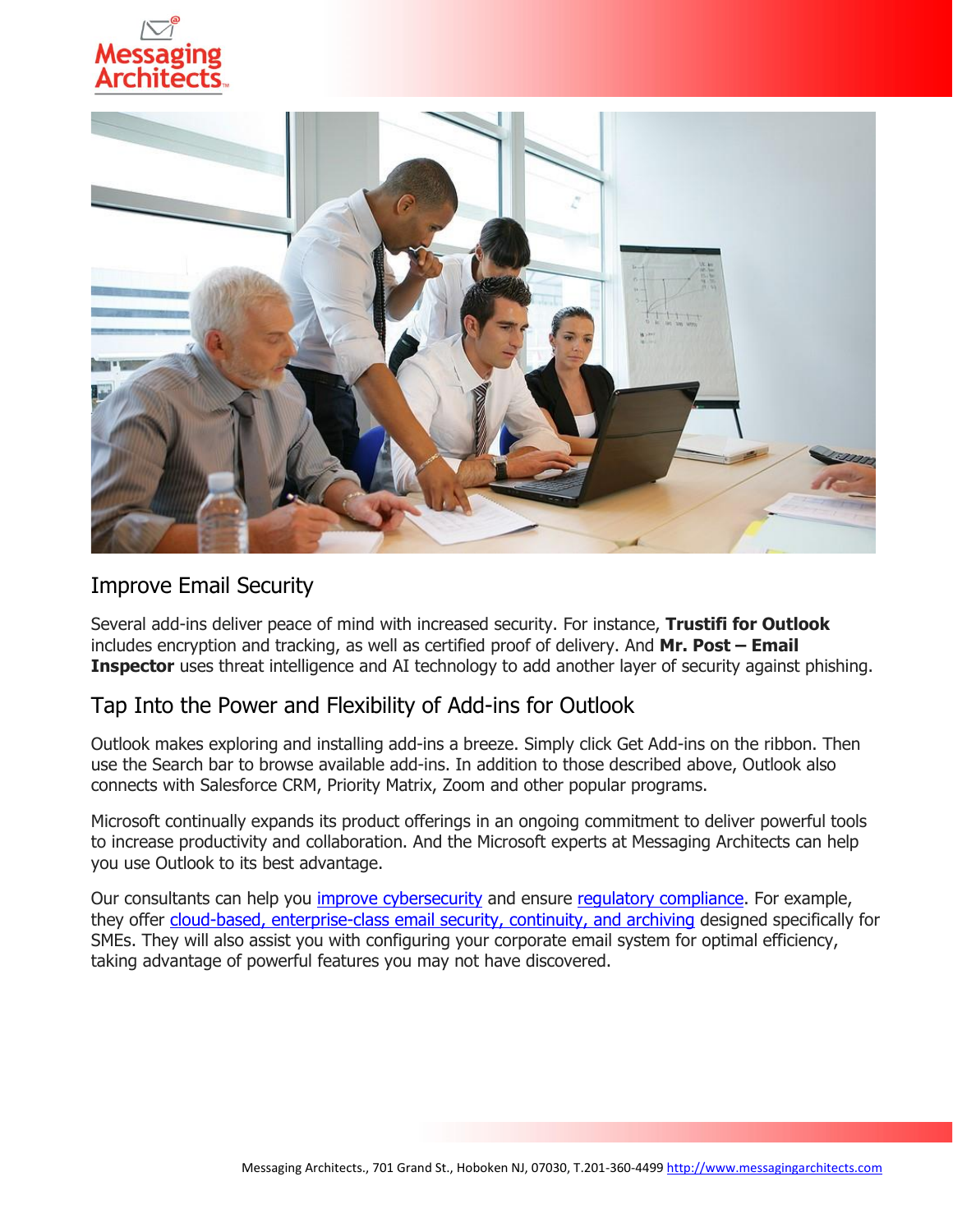## Improve Email Security

Several add-ins deliver peace of mind with increased security. For instance, **Trustifi for Outlook** includes encryption and tracking, as well as certified proof of delivery. And **Mr. Post – Email Inspector** uses threat intelligence and AI technology to add another layer of security against phishing.

## Tap Into the Power and Flexibility of Add-ins for Outlook

Outlook makes exploring and installing add-ins a breeze. Simply click Get Add-ins on the ribbon. Then use the Search bar to browse available add-ins. In addition to those described above, Outlook also connects with Salesforce CRM, Priority Matrix, Zoom and other popular programs.

Microsoft continually expands its product offerings in an ongoing commitment to deliver powerful tools to increase productivity and collaboration. And the Microsoft experts at Messaging Architects can help you use Outlook to its best advantage.

Our consultants can help you improve cybersecurity and ensure regulatory compliance. For example, they offer cloud-based, enterprise-class email security, continuity, and archiving designed specifically for SMEs. They will also assist you with configuring your corporate email system for optimal efficiency, taking advantage of powerful features you may not have discovered.